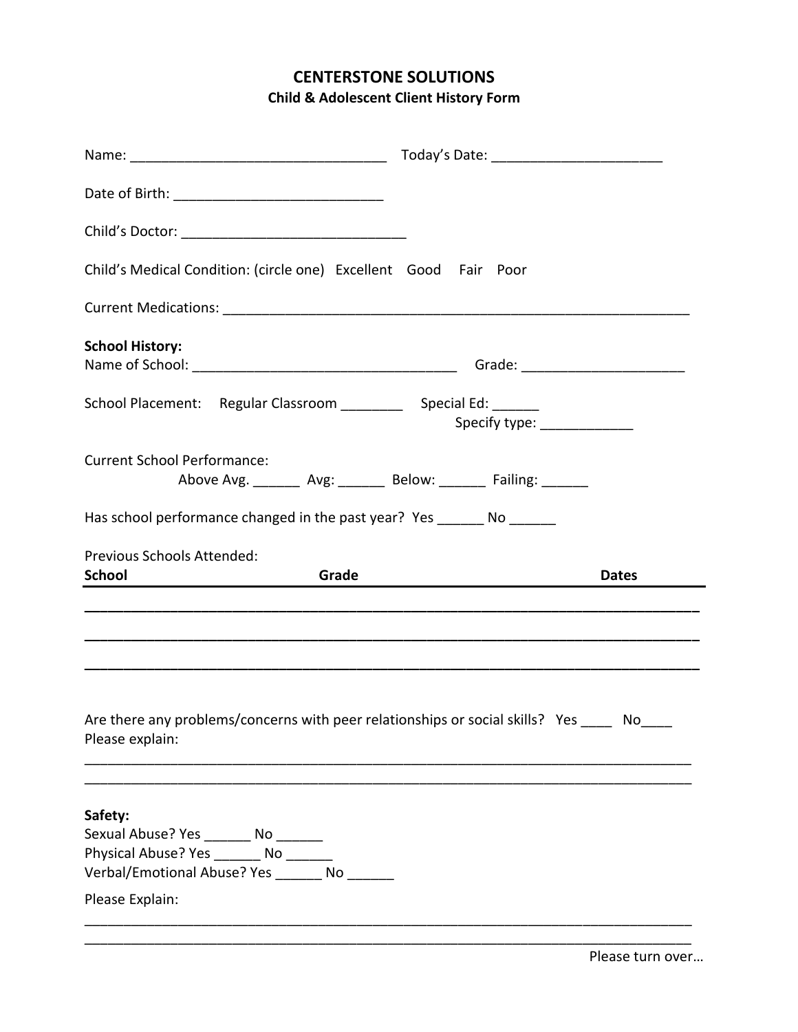# CENTERSTONE SOLUTIONS

## Child & Adolescent Client History Form

Name: ________________________________ Today's Date: ______________________

Date of Birth: ___________________________

Child's Doctor: _____________________________

Child's Medical Condition: (circle one) Excellent Good Fair Poor

Current Medications: ____________________________________________________________

**School History:**

Name of School: ___________________________________ Grade: _____________________

School Placement: Regular Classroom ________ Special Ed: ______
Specify type: ____________

Current School Performance:
Above Avg. ______ Avg: ______ Below: ______ Failing: ______

Has school performance changed in the past year? Yes ______ No ______

Previous Schools Attended:

| School | Grade | Dates |
|---|---|---|
| | | |
| | | |
| | | |

Are there any problems/concerns with peer relationships or social skills? Yes ____ No____
Please explain:

______________________________________________________________________________

______________________________________________________________________________

**Safety:**

Sexual Abuse? Yes ______ No ______
Physical Abuse? Yes ______ No ______
Verbal/Emotional Abuse? Yes ______ No ______

Please Explain:

______________________________________________________________________________

______________________________________________________________________________

Please turn over…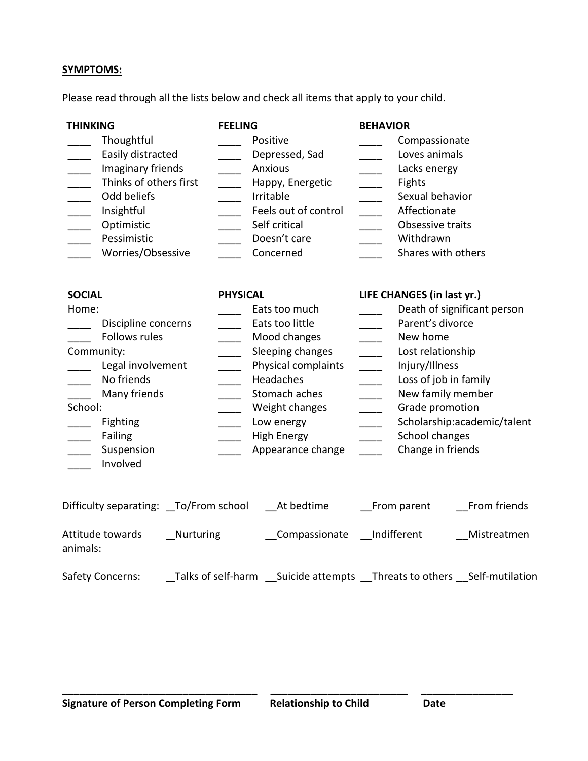**SYMPTOMS:**

Please read through all the lists below and check all items that apply to your child.

**THINKING**

____ Thoughtful
____ Easily distracted
____ Imaginary friends
____ Thinks of others first
____ Odd beliefs
____ Insightful
____ Optimistic
____ Pessimistic
____ Worries/Obsessive

**FEELING**

____ Positive
____ Depressed, Sad
____ Anxious
____ Happy, Energetic
____ Irritable
____ Feels out of control
____ Self critical
____ Doesn't care
____ Concerned

**BEHAVIOR**

____ Compassionate
____ Loves animals
____ Lacks energy
____ Fights
____ Sexual behavior
____ Affectionate
____ Obsessive traits
____ Withdrawn
____ Shares with others

**SOCIAL**

Home:
____ Discipline concerns
____ Follows rules

Community:
____ Legal involvement
____ No friends
____ Many friends

School:
____ Fighting
____ Failing
____ Suspension
____ Involved

**PHYSICAL**

____ Eats too much
____ Eats too little
____ Mood changes
____ Sleeping changes
____ Physical complaints
____ Headaches
____ Stomach aches
____ Weight changes
____ Low energy
____ High Energy
____ Appearance change

**LIFE CHANGES (in last yr.)**

____ Death of significant person
____ Parent's divorce
____ New home
____ Lost relationship
____ Injury/Illness
____ Loss of job in family
____ New family member
____ Grade promotion
____ Scholarship:academic/talent
____ School changes
____ Change in friends

Difficulty separating: __To/From school __At bedtime __From parent __From friends

Attitude towards animals: __Nurturing __Compassionate __Indifferent __Mistreatmen

Safety Concerns: __Talks of self-harm __Suicide attempts __Threats to others __Self-mutilation

---

**Signature of Person Completing Form** ______________________ **Relationship to Child** ______________________ **Date** ______________